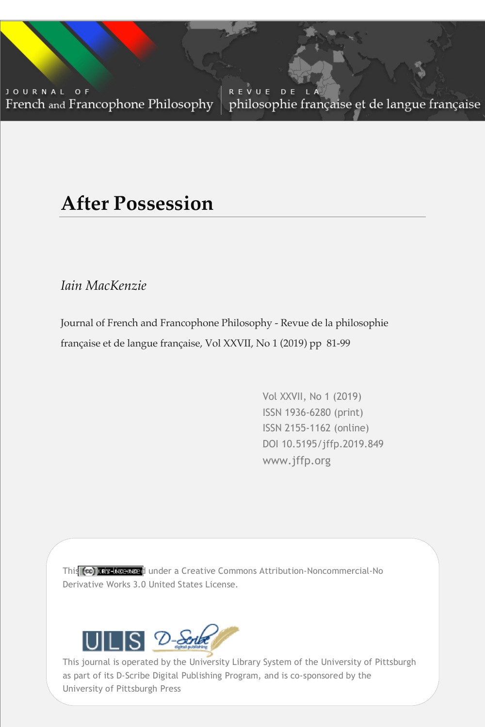JOURNAL OF French and Francophone Philosophy | REVUE DE LA philosophie française et de langue française

# After Possession

*Iain MacKenzie*

Journal of French and Francophone Philosophy - Revue de la philosophie française et de langue française, Vol XXVII, No 1 (2019) pp 81-99

Vol XXVII, No 1 (2019)
ISSN 1936-6280 (print)
ISSN 2155-1162 (online)
DOI 10.5195/jffp.2019.849
www.jffp.org

This work is licensed under a Creative Commons Attribution-Noncommercial-No Derivative Works 3.0 United States License.

This journal is operated by the University Library System of the University of Pittsburgh as part of its D-Scribe Digital Publishing Program, and is co-sponsored by the University of Pittsburgh Press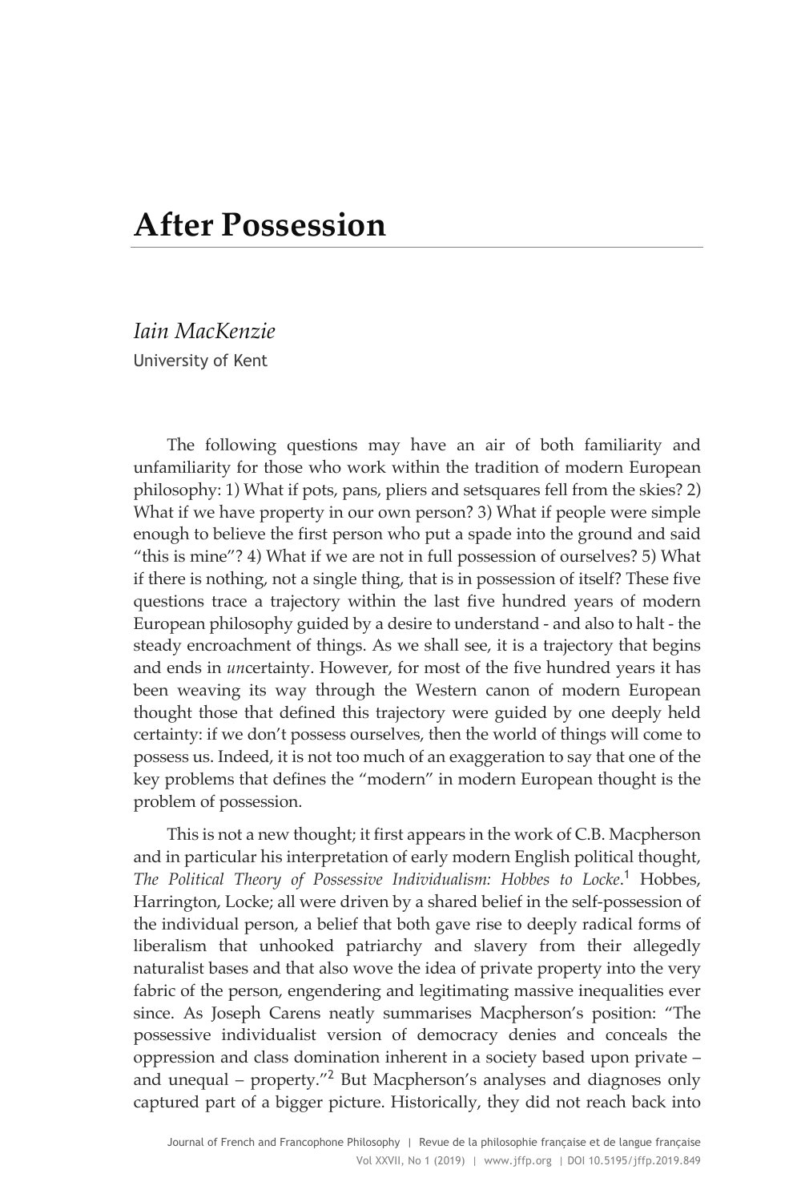# After Possession

*Iain MacKenzie*
University of Kent

The following questions may have an air of both familiarity and unfamiliarity for those who work within the tradition of modern European philosophy: 1) What if pots, pans, pliers and setsquares fell from the skies? 2) What if we have property in our own person? 3) What if people were simple enough to believe the first person who put a spade into the ground and said "this is mine"? 4) What if we are not in full possession of ourselves? 5) What if there is nothing, not a single thing, that is in possession of itself? These five questions trace a trajectory within the last five hundred years of modern European philosophy guided by a desire to understand - and also to halt - the steady encroachment of things. As we shall see, it is a trajectory that begins and ends in *un*certainty. However, for most of the five hundred years it has been weaving its way through the Western canon of modern European thought those that defined this trajectory were guided by one deeply held certainty: if we don't possess ourselves, then the world of things will come to possess us. Indeed, it is not too much of an exaggeration to say that one of the key problems that defines the "modern" in modern European thought is the problem of possession.

This is not a new thought; it first appears in the work of C.B. Macpherson and in particular his interpretation of early modern English political thought, *The Political Theory of Possessive Individualism: Hobbes to Locke*.[1] Hobbes, Harrington, Locke; all were driven by a shared belief in the self-possession of the individual person, a belief that both gave rise to deeply radical forms of liberalism that unhooked patriarchy and slavery from their allegedly naturalist bases and that also wove the idea of private property into the very fabric of the person, engendering and legitimating massive inequalities ever since. As Joseph Carens neatly summarises Macpherson's position: "The possessive individualist version of democracy denies and conceals the oppression and class domination inherent in a society based upon private – and unequal – property."[2] But Macpherson's analyses and diagnoses only captured part of a bigger picture. Historically, they did not reach back into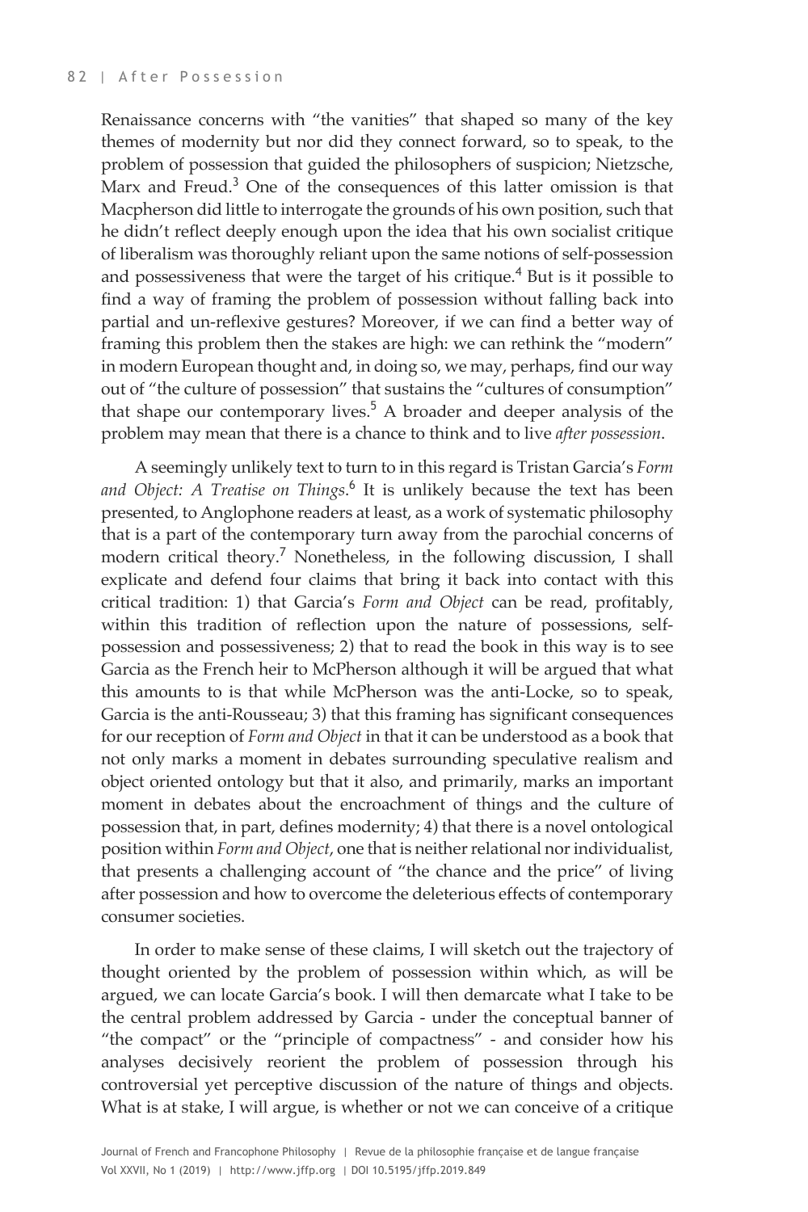Renaissance concerns with "the vanities" that shaped so many of the key themes of modernity but nor did they connect forward, so to speak, to the problem of possession that guided the philosophers of suspicion; Nietzsche, Marx and Freud.[3] One of the consequences of this latter omission is that Macpherson did little to interrogate the grounds of his own position, such that he didn't reflect deeply enough upon the idea that his own socialist critique of liberalism was thoroughly reliant upon the same notions of self-possession and possessiveness that were the target of his critique.[4] But is it possible to find a way of framing the problem of possession without falling back into partial and un-reflexive gestures? Moreover, if we can find a better way of framing this problem then the stakes are high: we can rethink the "modern" in modern European thought and, in doing so, we may, perhaps, find our way out of "the culture of possession" that sustains the "cultures of consumption" that shape our contemporary lives.[5] A broader and deeper analysis of the problem may mean that there is a chance to think and to live *after possession*.

A seemingly unlikely text to turn to in this regard is Tristan Garcia's *Form and Object: A Treatise on Things*.[6] It is unlikely because the text has been presented, to Anglophone readers at least, as a work of systematic philosophy that is a part of the contemporary turn away from the parochial concerns of modern critical theory.[7] Nonetheless, in the following discussion, I shall explicate and defend four claims that bring it back into contact with this critical tradition: 1) that Garcia's *Form and Object* can be read, profitably, within this tradition of reflection upon the nature of possessions, self-possession and possessiveness; 2) that to read the book in this way is to see Garcia as the French heir to McPherson although it will be argued that what this amounts to is that while McPherson was the anti-Locke, so to speak, Garcia is the anti-Rousseau; 3) that this framing has significant consequences for our reception of *Form and Object* in that it can be understood as a book that not only marks a moment in debates surrounding speculative realism and object oriented ontology but that it also, and primarily, marks an important moment in debates about the encroachment of things and the culture of possession that, in part, defines modernity; 4) that there is a novel ontological position within *Form and Object*, one that is neither relational nor individualist, that presents a challenging account of "the chance and the price" of living after possession and how to overcome the deleterious effects of contemporary consumer societies.

In order to make sense of these claims, I will sketch out the trajectory of thought oriented by the problem of possession within which, as will be argued, we can locate Garcia's book. I will then demarcate what I take to be the central problem addressed by Garcia - under the conceptual banner of "the compact" or the "principle of compactness" - and consider how his analyses decisively reorient the problem of possession through his controversial yet perceptive discussion of the nature of things and objects. What is at stake, I will argue, is whether or not we can conceive of a critique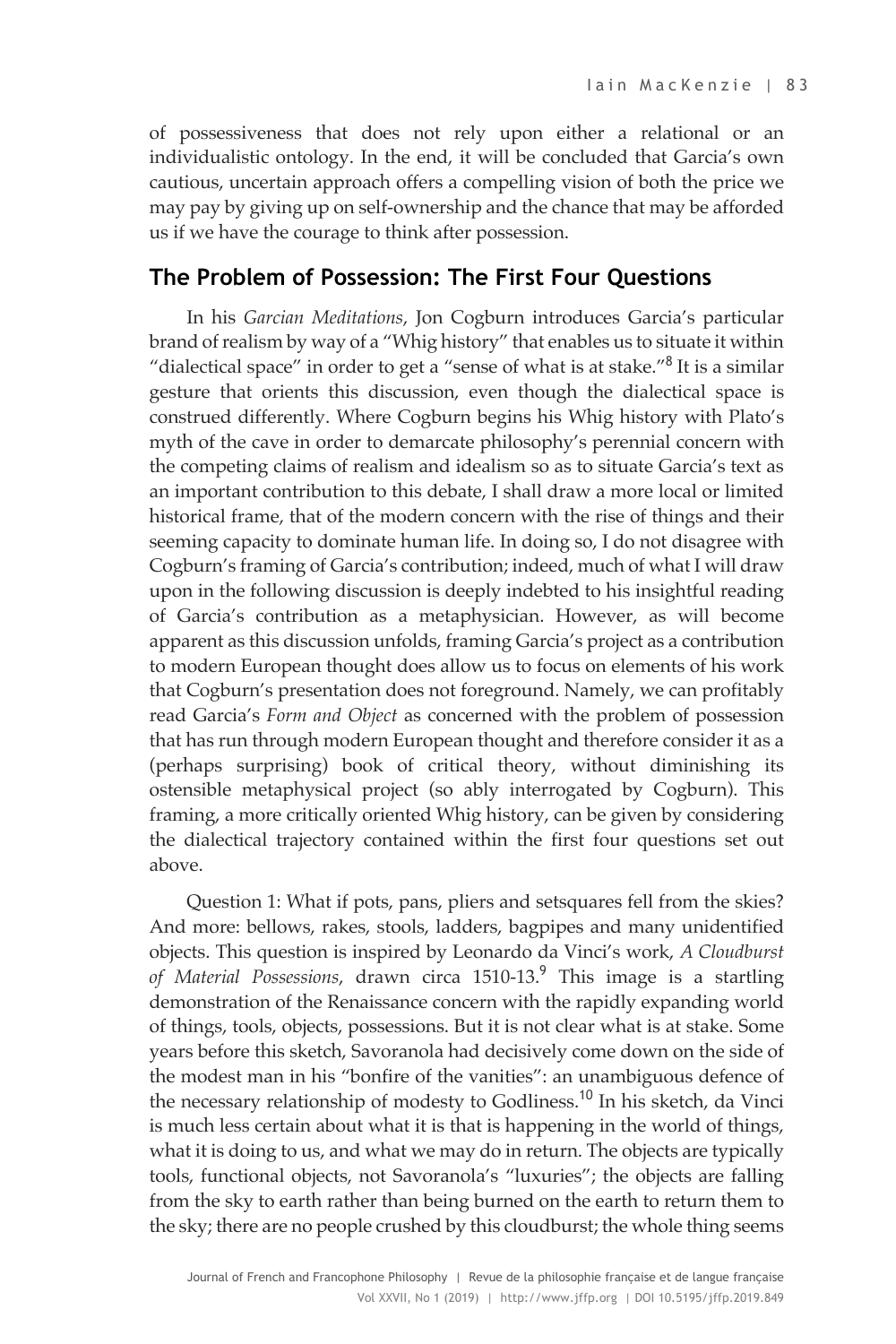of possessiveness that does not rely upon either a relational or an individualistic ontology. In the end, it will be concluded that Garcia's own cautious, uncertain approach offers a compelling vision of both the price we may pay by giving up on self-ownership and the chance that may be afforded us if we have the courage to think after possession.

## The Problem of Possession: The First Four Questions

In his *Garcian Meditations*, Jon Cogburn introduces Garcia's particular brand of realism by way of a "Whig history" that enables us to situate it within "dialectical space" in order to get a "sense of what is at stake."[8] It is a similar gesture that orients this discussion, even though the dialectical space is construed differently. Where Cogburn begins his Whig history with Plato's myth of the cave in order to demarcate philosophy's perennial concern with the competing claims of realism and idealism so as to situate Garcia's text as an important contribution to this debate, I shall draw a more local or limited historical frame, that of the modern concern with the rise of things and their seeming capacity to dominate human life. In doing so, I do not disagree with Cogburn's framing of Garcia's contribution; indeed, much of what I will draw upon in the following discussion is deeply indebted to his insightful reading of Garcia's contribution as a metaphysician. However, as will become apparent as this discussion unfolds, framing Garcia's project as a contribution to modern European thought does allow us to focus on elements of his work that Cogburn's presentation does not foreground. Namely, we can profitably read Garcia's *Form and Object* as concerned with the problem of possession that has run through modern European thought and therefore consider it as a (perhaps surprising) book of critical theory, without diminishing its ostensible metaphysical project (so ably interrogated by Cogburn). This framing, a more critically oriented Whig history, can be given by considering the dialectical trajectory contained within the first four questions set out above.

Question 1: What if pots, pans, pliers and setsquares fell from the skies? And more: bellows, rakes, stools, ladders, bagpipes and many unidentified objects. This question is inspired by Leonardo da Vinci's work, *A Cloudburst of Material Possessions*, drawn circa 1510-13.[9] This image is a startling demonstration of the Renaissance concern with the rapidly expanding world of things, tools, objects, possessions. But it is not clear what is at stake. Some years before this sketch, Savoranola had decisively come down on the side of the modest man in his "bonfire of the vanities": an unambiguous defence of the necessary relationship of modesty to Godliness.[10] In his sketch, da Vinci is much less certain about what it is that is happening in the world of things, what it is doing to us, and what we may do in return. The objects are typically tools, functional objects, not Savoranola's "luxuries"; the objects are falling from the sky to earth rather than being burned on the earth to return them to the sky; there are no people crushed by this cloudburst; the whole thing seems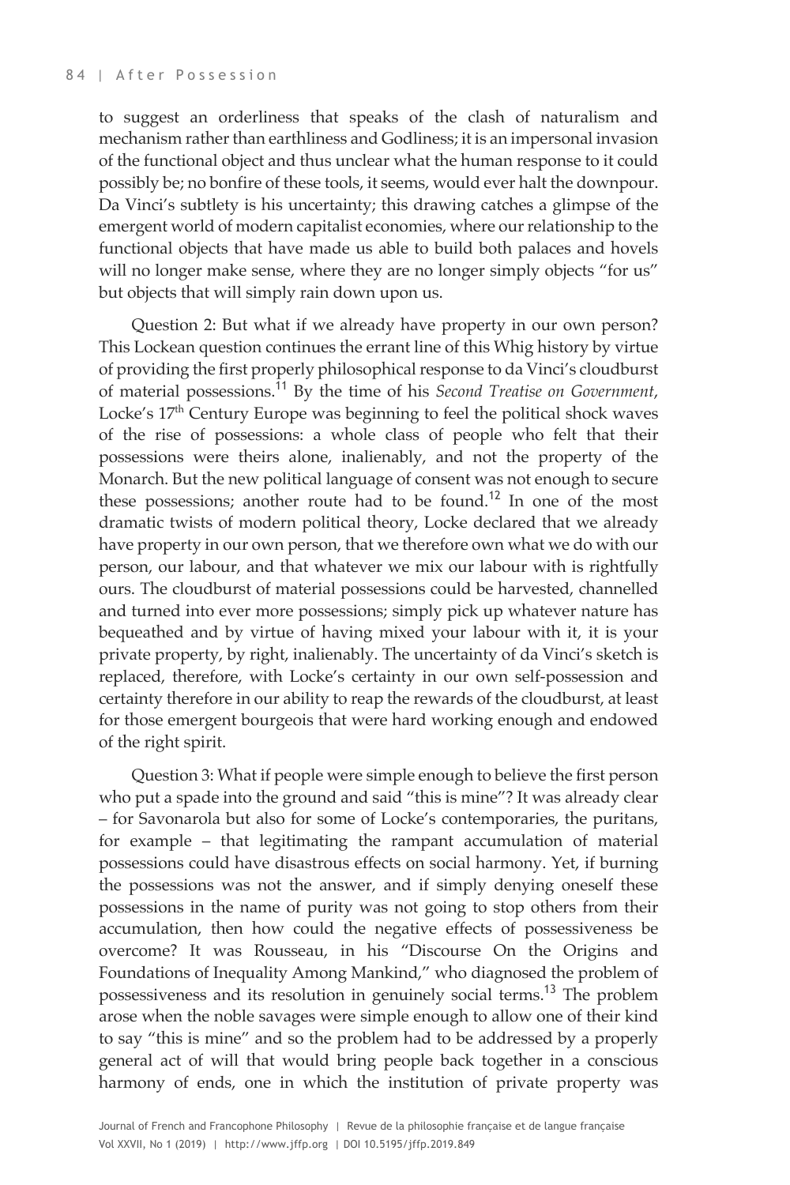to suggest an orderliness that speaks of the clash of naturalism and mechanism rather than earthliness and Godliness; it is an impersonal invasion of the functional object and thus unclear what the human response to it could possibly be; no bonfire of these tools, it seems, would ever halt the downpour. Da Vinci's subtlety is his uncertainty; this drawing catches a glimpse of the emergent world of modern capitalist economies, where our relationship to the functional objects that have made us able to build both palaces and hovels will no longer make sense, where they are no longer simply objects "for us" but objects that will simply rain down upon us.

Question 2: But what if we already have property in our own person? This Lockean question continues the errant line of this Whig history by virtue of providing the first properly philosophical response to da Vinci's cloudburst of material possessions.[11] By the time of his *Second Treatise on Government*, Locke's 17th Century Europe was beginning to feel the political shock waves of the rise of possessions: a whole class of people who felt that their possessions were theirs alone, inalienably, and not the property of the Monarch. But the new political language of consent was not enough to secure these possessions; another route had to be found.[12] In one of the most dramatic twists of modern political theory, Locke declared that we already have property in our own person, that we therefore own what we do with our person, our labour, and that whatever we mix our labour with is rightfully ours. The cloudburst of material possessions could be harvested, channelled and turned into ever more possessions; simply pick up whatever nature has bequeathed and by virtue of having mixed your labour with it, it is your private property, by right, inalienably. The uncertainty of da Vinci's sketch is replaced, therefore, with Locke's certainty in our own self-possession and certainty therefore in our ability to reap the rewards of the cloudburst, at least for those emergent bourgeois that were hard working enough and endowed of the right spirit.

Question 3: What if people were simple enough to believe the first person who put a spade into the ground and said "this is mine"? It was already clear – for Savonarola but also for some of Locke's contemporaries, the puritans, for example – that legitimating the rampant accumulation of material possessions could have disastrous effects on social harmony. Yet, if burning the possessions was not the answer, and if simply denying oneself these possessions in the name of purity was not going to stop others from their accumulation, then how could the negative effects of possessiveness be overcome? It was Rousseau, in his "Discourse On the Origins and Foundations of Inequality Among Mankind," who diagnosed the problem of possessiveness and its resolution in genuinely social terms.[13] The problem arose when the noble savages were simple enough to allow one of their kind to say "this is mine" and so the problem had to be addressed by a properly general act of will that would bring people back together in a conscious harmony of ends, one in which the institution of private property was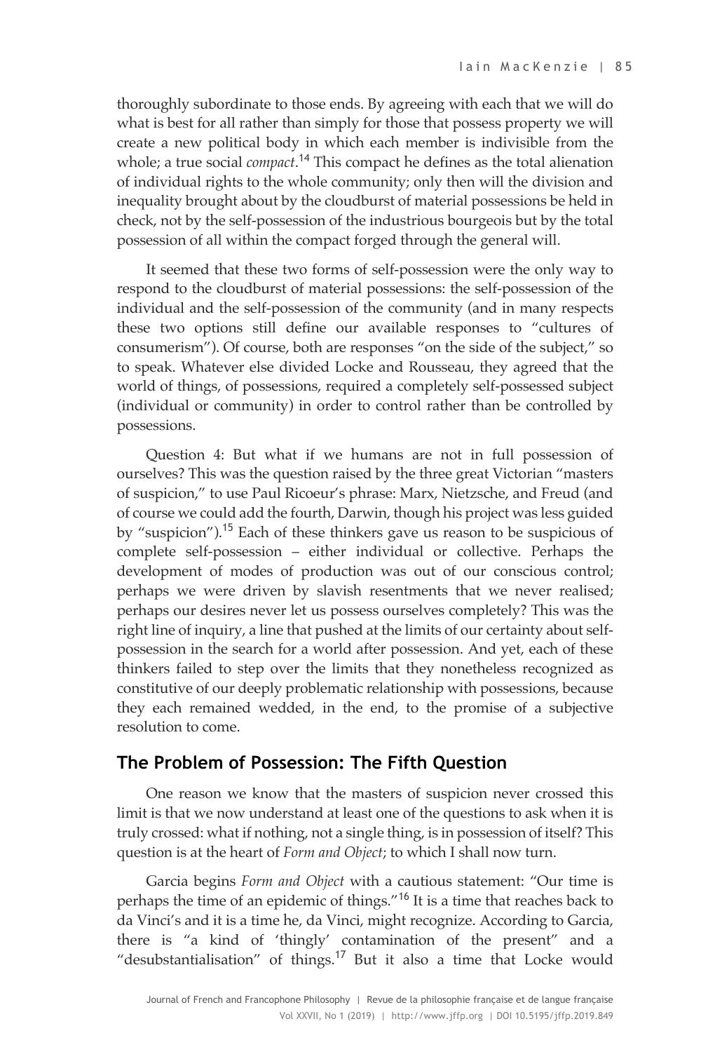thoroughly subordinate to those ends. By agreeing with each that we will do what is best for all rather than simply for those that possess property we will create a new political body in which each member is indivisible from the whole; a true social *compact*.[14] This compact he defines as the total alienation of individual rights to the whole community; only then will the division and inequality brought about by the cloudburst of material possessions be held in check, not by the self-possession of the industrious bourgeois but by the total possession of all within the compact forged through the general will.

It seemed that these two forms of self-possession were the only way to respond to the cloudburst of material possessions: the self-possession of the individual and the self-possession of the community (and in many respects these two options still define our available responses to "cultures of consumerism"). Of course, both are responses "on the side of the subject," so to speak. Whatever else divided Locke and Rousseau, they agreed that the world of things, of possessions, required a completely self-possessed subject (individual or community) in order to control rather than be controlled by possessions.

Question 4: But what if we humans are not in full possession of ourselves? This was the question raised by the three great Victorian "masters of suspicion," to use Paul Ricoeur's phrase: Marx, Nietzsche, and Freud (and of course we could add the fourth, Darwin, though his project was less guided by "suspicion").[15] Each of these thinkers gave us reason to be suspicious of complete self-possession – either individual or collective. Perhaps the development of modes of production was out of our conscious control; perhaps we were driven by slavish resentments that we never realised; perhaps our desires never let us possess ourselves completely? This was the right line of inquiry, a line that pushed at the limits of our certainty about self-possession in the search for a world after possession. And yet, each of these thinkers failed to step over the limits that they nonetheless recognized as constitutive of our deeply problematic relationship with possessions, because they each remained wedded, in the end, to the promise of a subjective resolution to come.

## The Problem of Possession: The Fifth Question

One reason we know that the masters of suspicion never crossed this limit is that we now understand at least one of the questions to ask when it is truly crossed: what if nothing, not a single thing, is in possession of itself? This question is at the heart of *Form and Object*; to which I shall now turn.

Garcia begins *Form and Object* with a cautious statement: "Our time is perhaps the time of an epidemic of things."[16] It is a time that reaches back to da Vinci's and it is a time he, da Vinci, might recognize. According to Garcia, there is "a kind of 'thingly' contamination of the present" and a "desubstantialisation" of things.[17] But it also a time that Locke would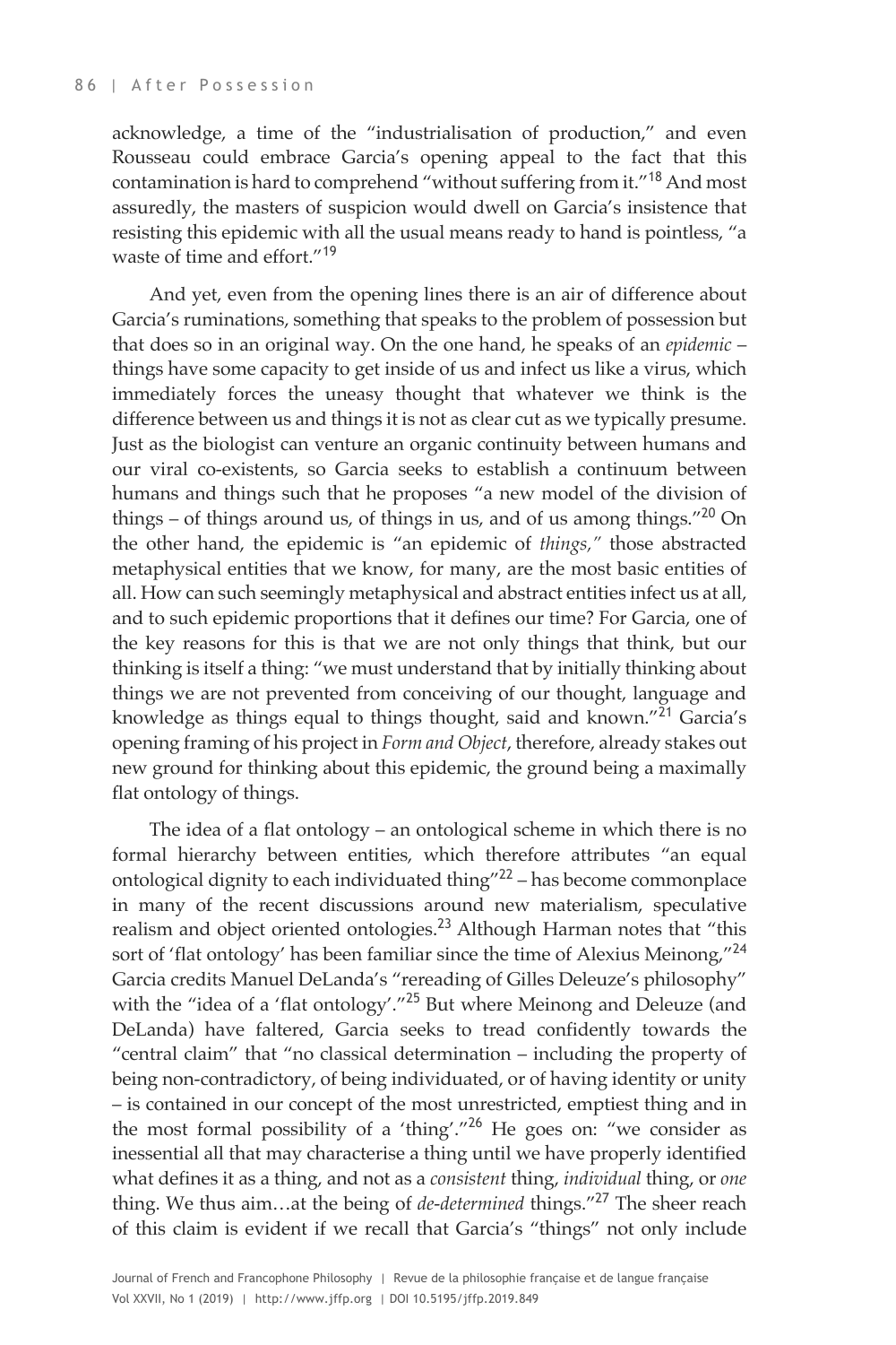acknowledge, a time of the "industrialisation of production," and even Rousseau could embrace Garcia's opening appeal to the fact that this contamination is hard to comprehend "without suffering from it."[18] And most assuredly, the masters of suspicion would dwell on Garcia's insistence that resisting this epidemic with all the usual means ready to hand is pointless, "a waste of time and effort."[19]

And yet, even from the opening lines there is an air of difference about Garcia's ruminations, something that speaks to the problem of possession but that does so in an original way. On the one hand, he speaks of an *epidemic* – things have some capacity to get inside of us and infect us like a virus, which immediately forces the uneasy thought that whatever we think is the difference between us and things it is not as clear cut as we typically presume. Just as the biologist can venture an organic continuity between humans and our viral co-existents, so Garcia seeks to establish a continuum between humans and things such that he proposes "a new model of the division of things – of things around us, of things in us, and of us among things."[20] On the other hand, the epidemic is "an epidemic of *things,"* those abstracted metaphysical entities that we know, for many, are the most basic entities of all. How can such seemingly metaphysical and abstract entities infect us at all, and to such epidemic proportions that it defines our time? For Garcia, one of the key reasons for this is that we are not only things that think, but our thinking is itself a thing: "we must understand that by initially thinking about things we are not prevented from conceiving of our thought, language and knowledge as things equal to things thought, said and known."[21] Garcia's opening framing of his project in *Form and Object*, therefore, already stakes out new ground for thinking about this epidemic, the ground being a maximally flat ontology of things.

The idea of a flat ontology – an ontological scheme in which there is no formal hierarchy between entities, which therefore attributes "an equal ontological dignity to each individuated thing"[22] – has become commonplace in many of the recent discussions around new materialism, speculative realism and object oriented ontologies.[23] Although Harman notes that "this sort of 'flat ontology' has been familiar since the time of Alexius Meinong,"[24] Garcia credits Manuel DeLanda's "rereading of Gilles Deleuze's philosophy" with the "idea of a 'flat ontology'."[25] But where Meinong and Deleuze (and DeLanda) have faltered, Garcia seeks to tread confidently towards the "central claim" that "no classical determination – including the property of being non-contradictory, of being individuated, or of having identity or unity – is contained in our concept of the most unrestricted, emptiest thing and in the most formal possibility of a 'thing'."[26] He goes on: "we consider as inessential all that may characterise a thing until we have properly identified what defines it as a thing, and not as a *consistent* thing, *individual* thing, or *one* thing. We thus aim…at the being of *de-determined* things."[27] The sheer reach of this claim is evident if we recall that Garcia's "things" not only include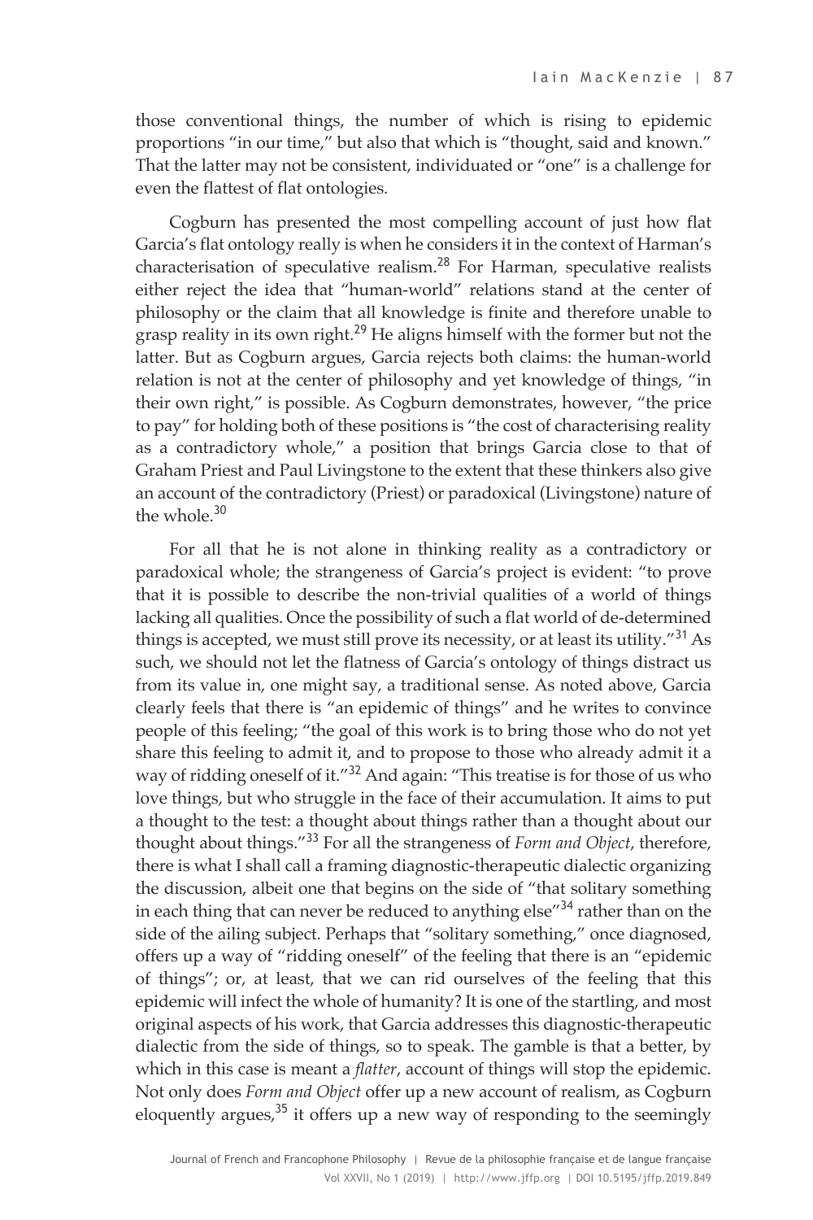those conventional things, the number of which is rising to epidemic proportions "in our time," but also that which is "thought, said and known." That the latter may not be consistent, individuated or "one" is a challenge for even the flattest of flat ontologies.

Cogburn has presented the most compelling account of just how flat Garcia's flat ontology really is when he considers it in the context of Harman's characterisation of speculative realism.[28] For Harman, speculative realists either reject the idea that "human-world" relations stand at the center of philosophy or the claim that all knowledge is finite and therefore unable to grasp reality in its own right.[29] He aligns himself with the former but not the latter. But as Cogburn argues, Garcia rejects both claims: the human-world relation is not at the center of philosophy and yet knowledge of things, "in their own right," is possible. As Cogburn demonstrates, however, "the price to pay" for holding both of these positions is "the cost of characterising reality as a contradictory whole," a position that brings Garcia close to that of Graham Priest and Paul Livingstone to the extent that these thinkers also give an account of the contradictory (Priest) or paradoxical (Livingstone) nature of the whole.[30]

For all that he is not alone in thinking reality as a contradictory or paradoxical whole; the strangeness of Garcia's project is evident: "to prove that it is possible to describe the non-trivial qualities of a world of things lacking all qualities. Once the possibility of such a flat world of de-determined things is accepted, we must still prove its necessity, or at least its utility."[31] As such, we should not let the flatness of Garcia's ontology of things distract us from its value in, one might say, a traditional sense. As noted above, Garcia clearly feels that there is "an epidemic of things" and he writes to convince people of this feeling; "the goal of this work is to bring those who do not yet share this feeling to admit it, and to propose to those who already admit it a way of ridding oneself of it."[32] And again: "This treatise is for those of us who love things, but who struggle in the face of their accumulation. It aims to put a thought to the test: a thought about things rather than a thought about our thought about things."[33] For all the strangeness of *Form and Object*, therefore, there is what I shall call a framing diagnostic-therapeutic dialectic organizing the discussion, albeit one that begins on the side of "that solitary something in each thing that can never be reduced to anything else"[34] rather than on the side of the ailing subject. Perhaps that "solitary something," once diagnosed, offers up a way of "ridding oneself" of the feeling that there is an "epidemic of things"; or, at least, that we can rid ourselves of the feeling that this epidemic will infect the whole of humanity? It is one of the startling, and most original aspects of his work, that Garcia addresses this diagnostic-therapeutic dialectic from the side of things, so to speak. The gamble is that a better, by which in this case is meant a *flatter*, account of things will stop the epidemic. Not only does *Form and Object* offer up a new account of realism, as Cogburn eloquently argues,[35] it offers up a new way of responding to the seemingly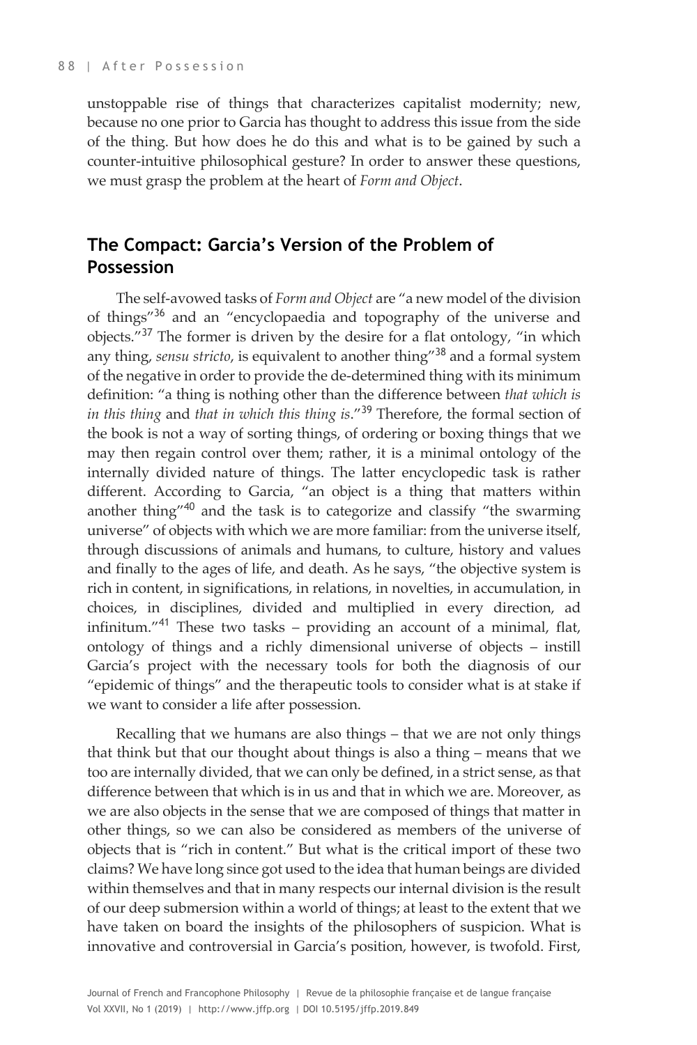unstoppable rise of things that characterizes capitalist modernity; new, because no one prior to Garcia has thought to address this issue from the side of the thing. But how does he do this and what is to be gained by such a counter-intuitive philosophical gesture? In order to answer these questions, we must grasp the problem at the heart of *Form and Object*.

## The Compact: Garcia's Version of the Problem of Possession

The self-avowed tasks of *Form and Object* are "a new model of the division of things"[36] and an "encyclopaedia and topography of the universe and objects."[37] The former is driven by the desire for a flat ontology, "in which any thing, *sensu stricto*, is equivalent to another thing"[38] and a formal system of the negative in order to provide the de-determined thing with its minimum definition: "a thing is nothing other than the difference between *that which is in this thing* and *that in which this thing is*."[39] Therefore, the formal section of the book is not a way of sorting things, of ordering or boxing things that we may then regain control over them; rather, it is a minimal ontology of the internally divided nature of things. The latter encyclopedic task is rather different. According to Garcia, "an object is a thing that matters within another thing"[40] and the task is to categorize and classify "the swarming universe" of objects with which we are more familiar: from the universe itself, through discussions of animals and humans, to culture, history and values and finally to the ages of life, and death. As he says, "the objective system is rich in content, in significations, in relations, in novelties, in accumulation, in choices, in disciplines, divided and multiplied in every direction, ad infinitum."[41] These two tasks – providing an account of a minimal, flat, ontology of things and a richly dimensional universe of objects – instill Garcia's project with the necessary tools for both the diagnosis of our "epidemic of things" and the therapeutic tools to consider what is at stake if we want to consider a life after possession.

Recalling that we humans are also things – that we are not only things that think but that our thought about things is also a thing – means that we too are internally divided, that we can only be defined, in a strict sense, as that difference between that which is in us and that in which we are. Moreover, as we are also objects in the sense that we are composed of things that matter in other things, so we can also be considered as members of the universe of objects that is "rich in content." But what is the critical import of these two claims? We have long since got used to the idea that human beings are divided within themselves and that in many respects our internal division is the result of our deep submersion within a world of things; at least to the extent that we have taken on board the insights of the philosophers of suspicion. What is innovative and controversial in Garcia's position, however, is twofold. First,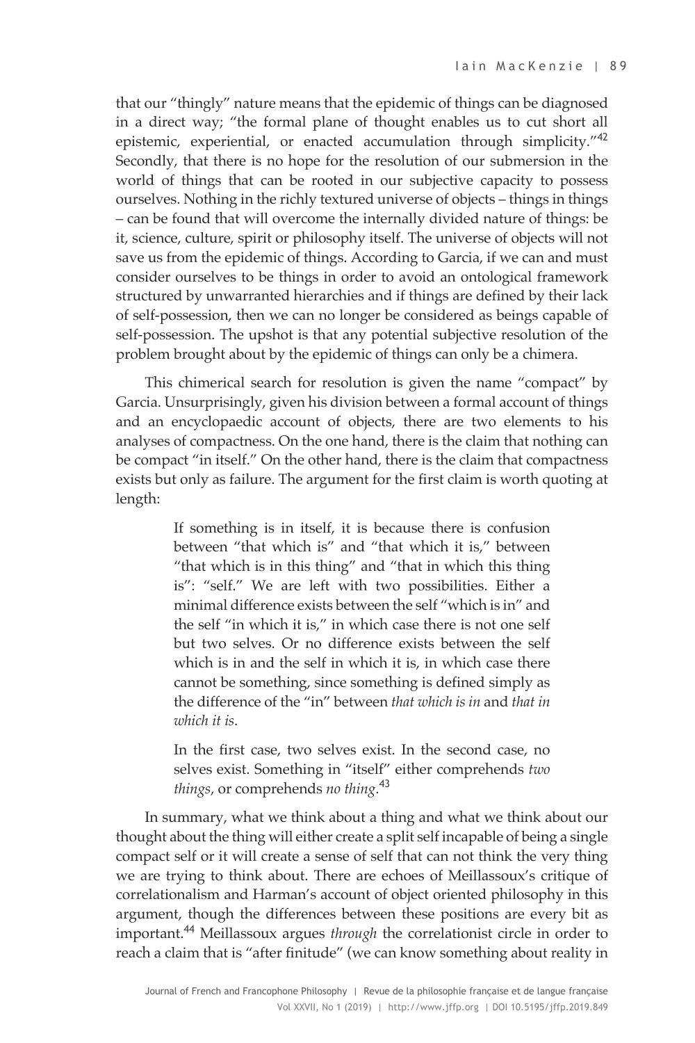that our "thingly" nature means that the epidemic of things can be diagnosed in a direct way; "the formal plane of thought enables us to cut short all epistemic, experiential, or enacted accumulation through simplicity."[42] Secondly, that there is no hope for the resolution of our submersion in the world of things that can be rooted in our subjective capacity to possess ourselves. Nothing in the richly textured universe of objects – things in things – can be found that will overcome the internally divided nature of things: be it, science, culture, spirit or philosophy itself. The universe of objects will not save us from the epidemic of things. According to Garcia, if we can and must consider ourselves to be things in order to avoid an ontological framework structured by unwarranted hierarchies and if things are defined by their lack of self-possession, then we can no longer be considered as beings capable of self-possession. The upshot is that any potential subjective resolution of the problem brought about by the epidemic of things can only be a chimera.

This chimerical search for resolution is given the name "compact" by Garcia. Unsurprisingly, given his division between a formal account of things and an encyclopaedic account of objects, there are two elements to his analyses of compactness. On the one hand, there is the claim that nothing can be compact "in itself." On the other hand, there is the claim that compactness exists but only as failure. The argument for the first claim is worth quoting at length:

> If something is in itself, it is because there is confusion between "that which is" and "that which it is," between "that which is in this thing" and "that in which this thing is": "self." We are left with two possibilities. Either a minimal difference exists between the self "which is in" and the self "in which it is," in which case there is not one self but two selves. Or no difference exists between the self which is in and the self in which it is, in which case there cannot be something, since something is defined simply as the difference of the "in" between *that which is in* and *that in which it is*.
>
> In the first case, two selves exist. In the second case, no selves exist. Something in "itself" either comprehends *two things*, or comprehends *no thing*.[43]

In summary, what we think about a thing and what we think about our thought about the thing will either create a split self incapable of being a single compact self or it will create a sense of self that can not think the very thing we are trying to think about. There are echoes of Meillassoux's critique of correlationalism and Harman's account of object oriented philosophy in this argument, though the differences between these positions are every bit as important.[44] Meillassoux argues *through* the correlationist circle in order to reach a claim that is "after finitude" (we can know something about reality in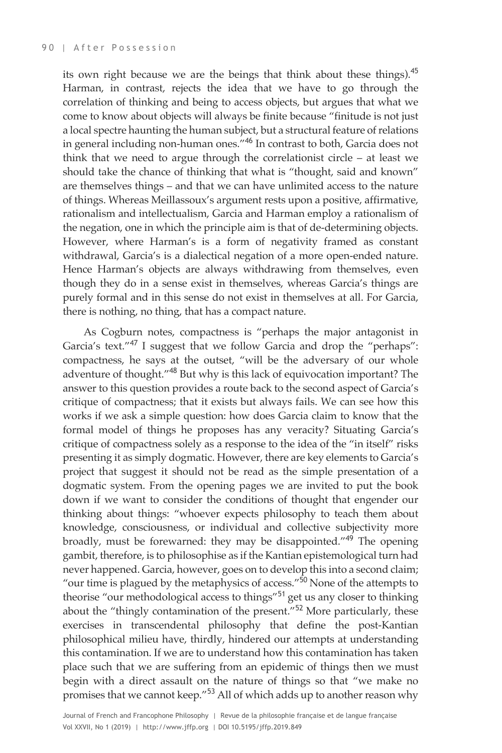its own right because we are the beings that think about these things).[45] Harman, in contrast, rejects the idea that we have to go through the correlation of thinking and being to access objects, but argues that what we come to know about objects will always be finite because "finitude is not just a local spectre haunting the human subject, but a structural feature of relations in general including non-human ones."[46] In contrast to both, Garcia does not think that we need to argue through the correlationist circle – at least we should take the chance of thinking that what is "thought, said and known" are themselves things – and that we can have unlimited access to the nature of things. Whereas Meillassoux's argument rests upon a positive, affirmative, rationalism and intellectualism, Garcia and Harman employ a rationalism of the negation, one in which the principle aim is that of de-determining objects. However, where Harman's is a form of negativity framed as constant withdrawal, Garcia's is a dialectical negation of a more open-ended nature. Hence Harman's objects are always withdrawing from themselves, even though they do in a sense exist in themselves, whereas Garcia's things are purely formal and in this sense do not exist in themselves at all. For Garcia, there is nothing, no thing, that has a compact nature.

As Cogburn notes, compactness is "perhaps the major antagonist in Garcia's text."[47] I suggest that we follow Garcia and drop the "perhaps": compactness, he says at the outset, "will be the adversary of our whole adventure of thought."[48] But why is this lack of equivocation important? The answer to this question provides a route back to the second aspect of Garcia's critique of compactness; that it exists but always fails. We can see how this works if we ask a simple question: how does Garcia claim to know that the formal model of things he proposes has any veracity? Situating Garcia's critique of compactness solely as a response to the idea of the "in itself" risks presenting it as simply dogmatic. However, there are key elements to Garcia's project that suggest it should not be read as the simple presentation of a dogmatic system. From the opening pages we are invited to put the book down if we want to consider the conditions of thought that engender our thinking about things: "whoever expects philosophy to teach them about knowledge, consciousness, or individual and collective subjectivity more broadly, must be forewarned: they may be disappointed."[49] The opening gambit, therefore, is to philosophise as if the Kantian epistemological turn had never happened. Garcia, however, goes on to develop this into a second claim; "our time is plagued by the metaphysics of access."[50] None of the attempts to theorise "our methodological access to things"[51] get us any closer to thinking about the "thingly contamination of the present."[52] More particularly, these exercises in transcendental philosophy that define the post-Kantian philosophical milieu have, thirdly, hindered our attempts at understanding this contamination. If we are to understand how this contamination has taken place such that we are suffering from an epidemic of things then we must begin with a direct assault on the nature of things so that "we make no promises that we cannot keep."[53] All of which adds up to another reason why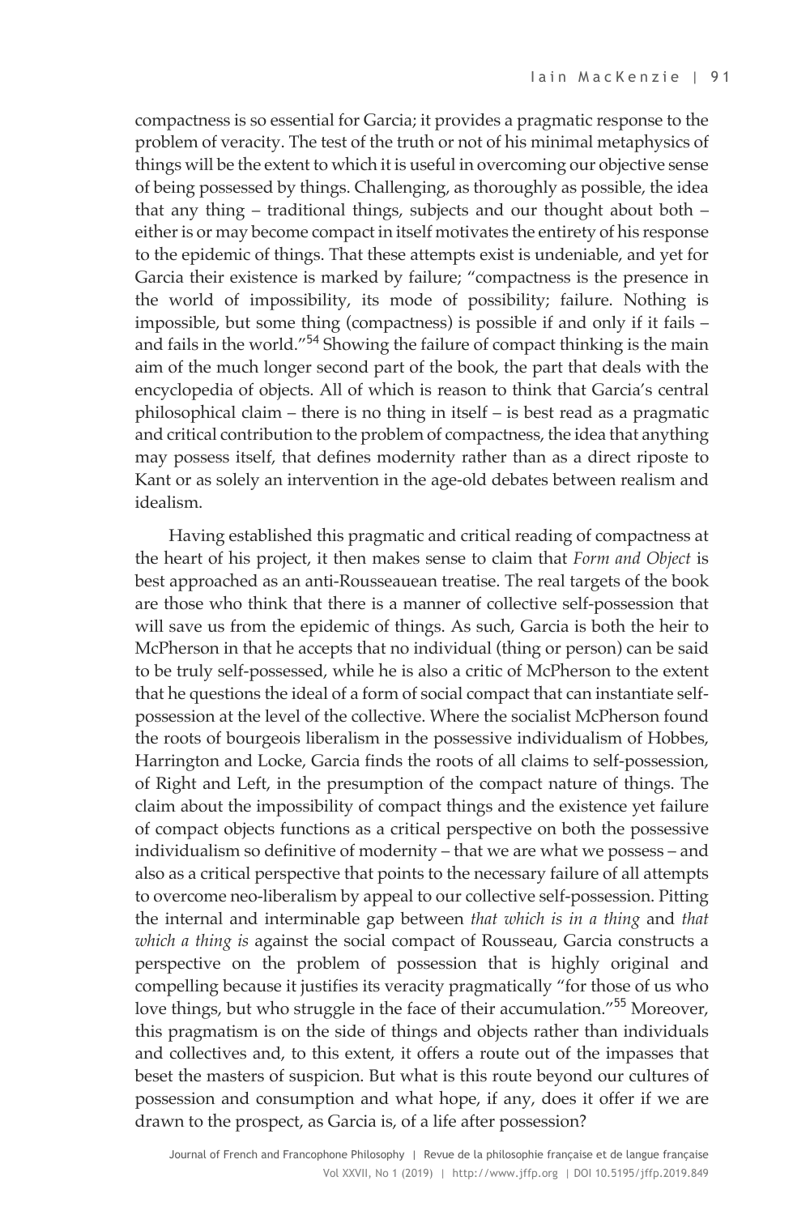compactness is so essential for Garcia; it provides a pragmatic response to the problem of veracity. The test of the truth or not of his minimal metaphysics of things will be the extent to which it is useful in overcoming our objective sense of being possessed by things. Challenging, as thoroughly as possible, the idea that any thing – traditional things, subjects and our thought about both – either is or may become compact in itself motivates the entirety of his response to the epidemic of things. That these attempts exist is undeniable, and yet for Garcia their existence is marked by failure; "compactness is the presence in the world of impossibility, its mode of possibility; failure. Nothing is impossible, but some thing (compactness) is possible if and only if it fails – and fails in the world."[54] Showing the failure of compact thinking is the main aim of the much longer second part of the book, the part that deals with the encyclopedia of objects. All of which is reason to think that Garcia's central philosophical claim – there is no thing in itself – is best read as a pragmatic and critical contribution to the problem of compactness, the idea that anything may possess itself, that defines modernity rather than as a direct riposte to Kant or as solely an intervention in the age-old debates between realism and idealism.

Having established this pragmatic and critical reading of compactness at the heart of his project, it then makes sense to claim that *Form and Object* is best approached as an anti-Rousseauean treatise. The real targets of the book are those who think that there is a manner of collective self-possession that will save us from the epidemic of things. As such, Garcia is both the heir to McPherson in that he accepts that no individual (thing or person) can be said to be truly self-possessed, while he is also a critic of McPherson to the extent that he questions the ideal of a form of social compact that can instantiate self-possession at the level of the collective. Where the socialist McPherson found the roots of bourgeois liberalism in the possessive individualism of Hobbes, Harrington and Locke, Garcia finds the roots of all claims to self-possession, of Right and Left, in the presumption of the compact nature of things. The claim about the impossibility of compact things and the existence yet failure of compact objects functions as a critical perspective on both the possessive individualism so definitive of modernity – that we are what we possess – and also as a critical perspective that points to the necessary failure of all attempts to overcome neo-liberalism by appeal to our collective self-possession. Pitting the internal and interminable gap between *that which is in a thing* and *that which a thing is* against the social compact of Rousseau, Garcia constructs a perspective on the problem of possession that is highly original and compelling because it justifies its veracity pragmatically "for those of us who love things, but who struggle in the face of their accumulation."[55] Moreover, this pragmatism is on the side of things and objects rather than individuals and collectives and, to this extent, it offers a route out of the impasses that beset the masters of suspicion. But what is this route beyond our cultures of possession and consumption and what hope, if any, does it offer if we are drawn to the prospect, as Garcia is, of a life after possession?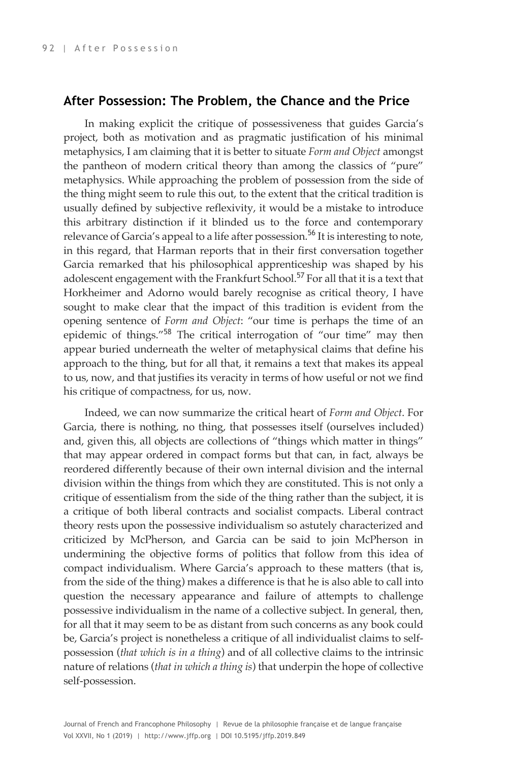## After Possession: The Problem, the Chance and the Price

In making explicit the critique of possessiveness that guides Garcia's project, both as motivation and as pragmatic justification of his minimal metaphysics, I am claiming that it is better to situate *Form and Object* amongst the pantheon of modern critical theory than among the classics of "pure" metaphysics. While approaching the problem of possession from the side of the thing might seem to rule this out, to the extent that the critical tradition is usually defined by subjective reflexivity, it would be a mistake to introduce this arbitrary distinction if it blinded us to the force and contemporary relevance of Garcia's appeal to a life after possession.[56] It is interesting to note, in this regard, that Harman reports that in their first conversation together Garcia remarked that his philosophical apprenticeship was shaped by his adolescent engagement with the Frankfurt School.[57] For all that it is a text that Horkheimer and Adorno would barely recognise as critical theory, I have sought to make clear that the impact of this tradition is evident from the opening sentence of *Form and Object*: "our time is perhaps the time of an epidemic of things."[58] The critical interrogation of "our time" may then appear buried underneath the welter of metaphysical claims that define his approach to the thing, but for all that, it remains a text that makes its appeal to us, now, and that justifies its veracity in terms of how useful or not we find his critique of compactness, for us, now.

Indeed, we can now summarize the critical heart of *Form and Object*. For Garcia, there is nothing, no thing, that possesses itself (ourselves included) and, given this, all objects are collections of "things which matter in things" that may appear ordered in compact forms but that can, in fact, always be reordered differently because of their own internal division and the internal division within the things from which they are constituted. This is not only a critique of essentialism from the side of the thing rather than the subject, it is a critique of both liberal contracts and socialist compacts. Liberal contract theory rests upon the possessive individualism so astutely characterized and criticized by McPherson, and Garcia can be said to join McPherson in undermining the objective forms of politics that follow from this idea of compact individualism. Where Garcia's approach to these matters (that is, from the side of the thing) makes a difference is that he is also able to call into question the necessary appearance and failure of attempts to challenge possessive individualism in the name of a collective subject. In general, then, for all that it may seem to be as distant from such concerns as any book could be, Garcia's project is nonetheless a critique of all individualist claims to self-possession (*that which is in a thing*) and of all collective claims to the intrinsic nature of relations (*that in which a thing is*) that underpin the hope of collective self-possession.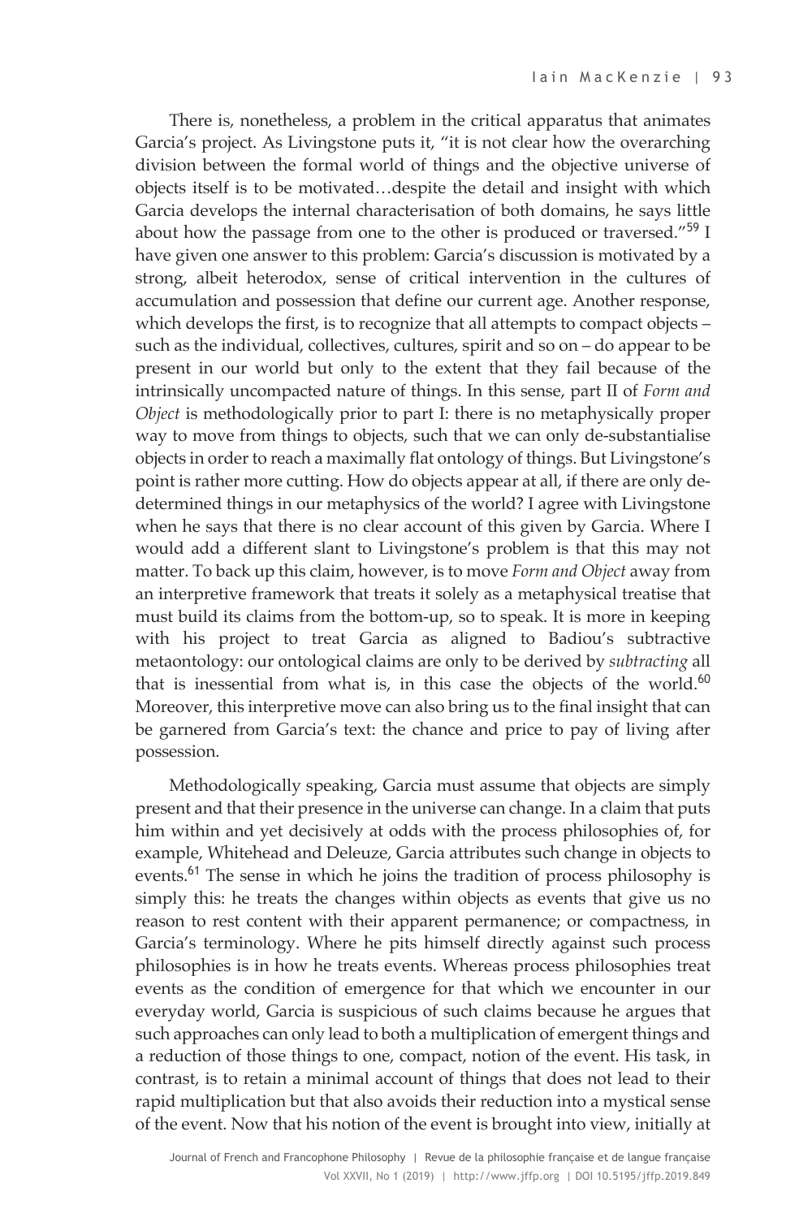There is, nonetheless, a problem in the critical apparatus that animates Garcia's project. As Livingstone puts it, "it is not clear how the overarching division between the formal world of things and the objective universe of objects itself is to be motivated…despite the detail and insight with which Garcia develops the internal characterisation of both domains, he says little about how the passage from one to the other is produced or traversed."[59] I have given one answer to this problem: Garcia's discussion is motivated by a strong, albeit heterodox, sense of critical intervention in the cultures of accumulation and possession that define our current age. Another response, which develops the first, is to recognize that all attempts to compact objects – such as the individual, collectives, cultures, spirit and so on – do appear to be present in our world but only to the extent that they fail because of the intrinsically uncompacted nature of things. In this sense, part II of *Form and Object* is methodologically prior to part I: there is no metaphysically proper way to move from things to objects, such that we can only de-substantialise objects in order to reach a maximally flat ontology of things. But Livingstone's point is rather more cutting. How do objects appear at all, if there are only de-determined things in our metaphysics of the world? I agree with Livingstone when he says that there is no clear account of this given by Garcia. Where I would add a different slant to Livingstone's problem is that this may not matter. To back up this claim, however, is to move *Form and Object* away from an interpretive framework that treats it solely as a metaphysical treatise that must build its claims from the bottom-up, so to speak. It is more in keeping with his project to treat Garcia as aligned to Badiou's subtractive metaontology: our ontological claims are only to be derived by *subtracting* all that is inessential from what is, in this case the objects of the world.[60] Moreover, this interpretive move can also bring us to the final insight that can be garnered from Garcia's text: the chance and price to pay of living after possession.

Methodologically speaking, Garcia must assume that objects are simply present and that their presence in the universe can change. In a claim that puts him within and yet decisively at odds with the process philosophies of, for example, Whitehead and Deleuze, Garcia attributes such change in objects to events.[61] The sense in which he joins the tradition of process philosophy is simply this: he treats the changes within objects as events that give us no reason to rest content with their apparent permanence; or compactness, in Garcia's terminology. Where he pits himself directly against such process philosophies is in how he treats events. Whereas process philosophies treat events as the condition of emergence for that which we encounter in our everyday world, Garcia is suspicious of such claims because he argues that such approaches can only lead to both a multiplication of emergent things and a reduction of those things to one, compact, notion of the event. His task, in contrast, is to retain a minimal account of things that does not lead to their rapid multiplication but that also avoids their reduction into a mystical sense of the event. Now that his notion of the event is brought into view, initially at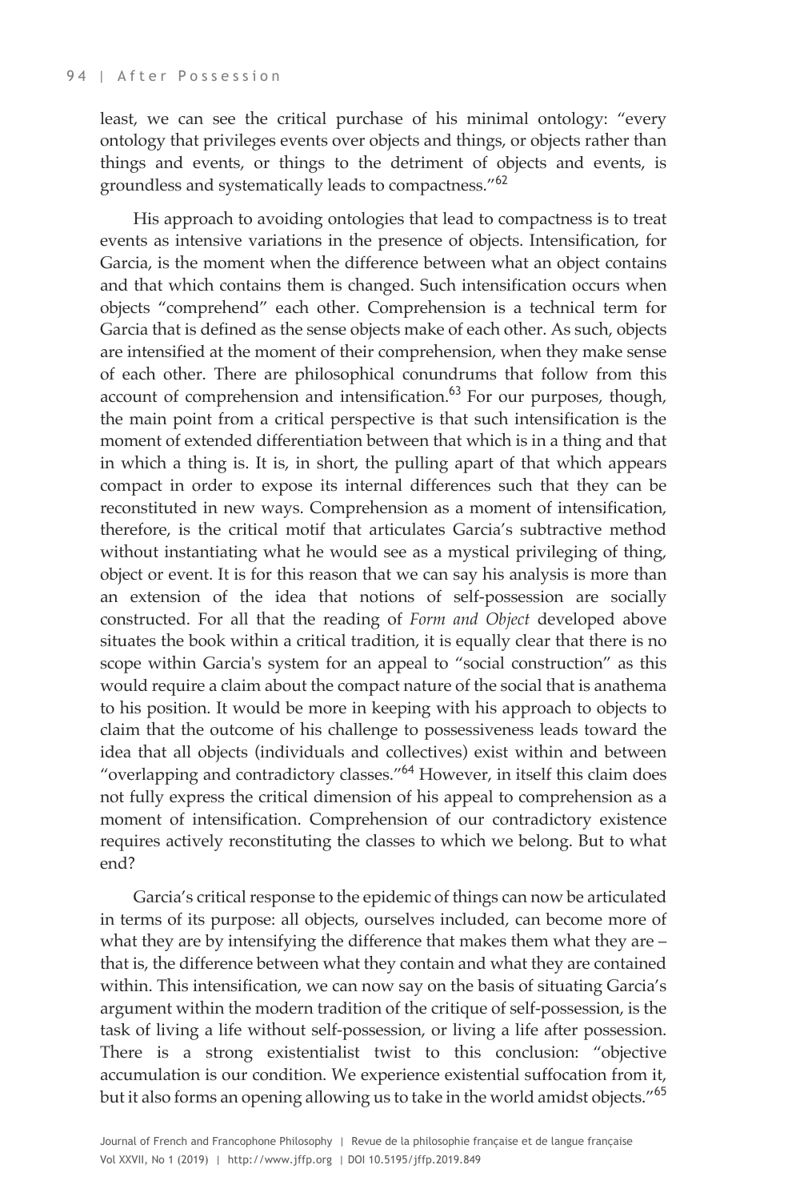least, we can see the critical purchase of his minimal ontology: "every ontology that privileges events over objects and things, or objects rather than things and events, or things to the detriment of objects and events, is groundless and systematically leads to compactness."[62]

His approach to avoiding ontologies that lead to compactness is to treat events as intensive variations in the presence of objects. Intensification, for Garcia, is the moment when the difference between what an object contains and that which contains them is changed. Such intensification occurs when objects "comprehend" each other. Comprehension is a technical term for Garcia that is defined as the sense objects make of each other. As such, objects are intensified at the moment of their comprehension, when they make sense of each other. There are philosophical conundrums that follow from this account of comprehension and intensification.[63] For our purposes, though, the main point from a critical perspective is that such intensification is the moment of extended differentiation between that which is in a thing and that in which a thing is. It is, in short, the pulling apart of that which appears compact in order to expose its internal differences such that they can be reconstituted in new ways. Comprehension as a moment of intensification, therefore, is the critical motif that articulates Garcia's subtractive method without instantiating what he would see as a mystical privileging of thing, object or event. It is for this reason that we can say his analysis is more than an extension of the idea that notions of self-possession are socially constructed. For all that the reading of *Form and Object* developed above situates the book within a critical tradition, it is equally clear that there is no scope within Garcia's system for an appeal to "social construction" as this would require a claim about the compact nature of the social that is anathema to his position. It would be more in keeping with his approach to objects to claim that the outcome of his challenge to possessiveness leads toward the idea that all objects (individuals and collectives) exist within and between "overlapping and contradictory classes."[64] However, in itself this claim does not fully express the critical dimension of his appeal to comprehension as a moment of intensification. Comprehension of our contradictory existence requires actively reconstituting the classes to which we belong. But to what end?

Garcia's critical response to the epidemic of things can now be articulated in terms of its purpose: all objects, ourselves included, can become more of what they are by intensifying the difference that makes them what they are – that is, the difference between what they contain and what they are contained within. This intensification, we can now say on the basis of situating Garcia's argument within the modern tradition of the critique of self-possession, is the task of living a life without self-possession, or living a life after possession. There is a strong existentialist twist to this conclusion: "objective accumulation is our condition. We experience existential suffocation from it, but it also forms an opening allowing us to take in the world amidst objects."[65]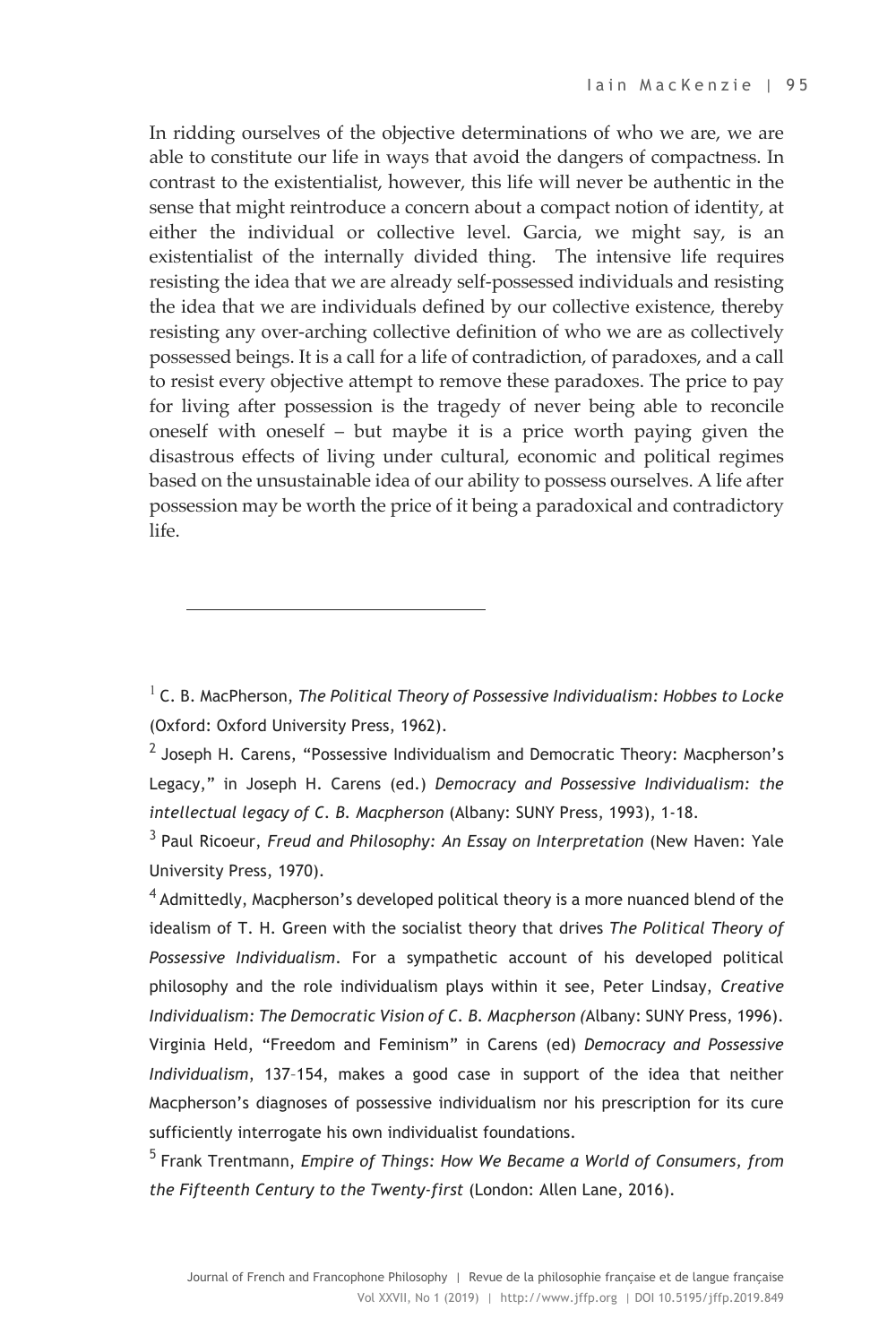In ridding ourselves of the objective determinations of who we are, we are able to constitute our life in ways that avoid the dangers of compactness. In contrast to the existentialist, however, this life will never be authentic in the sense that might reintroduce a concern about a compact notion of identity, at either the individual or collective level. Garcia, we might say, is an existentialist of the internally divided thing. The intensive life requires resisting the idea that we are already self-possessed individuals and resisting the idea that we are individuals defined by our collective existence, thereby resisting any over-arching collective definition of who we are as collectively possessed beings. It is a call for a life of contradiction, of paradoxes, and a call to resist every objective attempt to remove these paradoxes. The price to pay for living after possession is the tragedy of never being able to reconcile oneself with oneself – but maybe it is a price worth paying given the disastrous effects of living under cultural, economic and political regimes based on the unsustainable idea of our ability to possess ourselves. A life after possession may be worth the price of it being a paradoxical and contradictory life.

---

[1] C. B. MacPherson, *The Political Theory of Possessive Individualism: Hobbes to Locke* (Oxford: Oxford University Press, 1962).

[2] Joseph H. Carens, "Possessive Individualism and Democratic Theory: Macpherson's Legacy," in Joseph H. Carens (ed.) *Democracy and Possessive Individualism: the intellectual legacy of C. B. Macpherson* (Albany: SUNY Press, 1993), 1-18.

[3] Paul Ricoeur, *Freud and Philosophy: An Essay on Interpretation* (New Haven: Yale University Press, 1970).

[4] Admittedly, Macpherson's developed political theory is a more nuanced blend of the idealism of T. H. Green with the socialist theory that drives *The Political Theory of Possessive Individualism*. For a sympathetic account of his developed political philosophy and the role individualism plays within it see, Peter Lindsay, *Creative Individualism: The Democratic Vision of C. B. Macpherson (*Albany: SUNY Press, 1996). Virginia Held, "Freedom and Feminism" in Carens (ed) *Democracy and Possessive Individualism*, 137–154, makes a good case in support of the idea that neither Macpherson's diagnoses of possessive individualism nor his prescription for its cure sufficiently interrogate his own individualist foundations.

[5] Frank Trentmann, *Empire of Things: How We Became a World of Consumers, from the Fifteenth Century to the Twenty-first* (London: Allen Lane, 2016).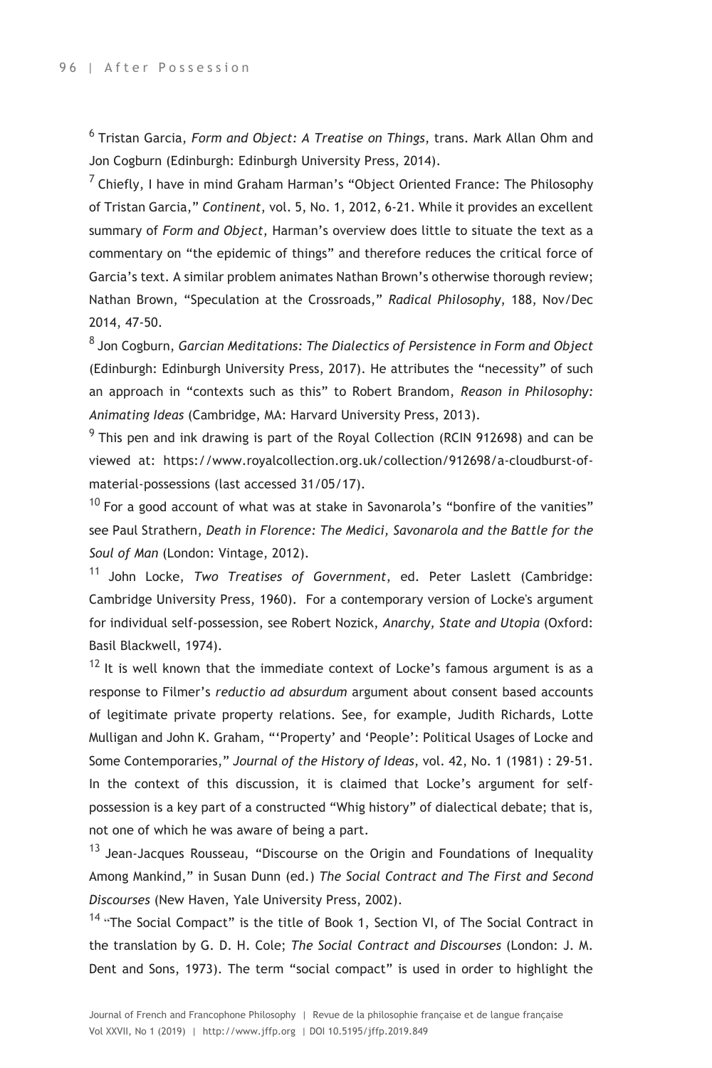[6] Tristan Garcia, *Form and Object: A Treatise on Things*, trans. Mark Allan Ohm and Jon Cogburn (Edinburgh: Edinburgh University Press, 2014).

[7] Chiefly, I have in mind Graham Harman's "Object Oriented France: The Philosophy of Tristan Garcia," *Continent*, vol. 5, No. 1, 2012, 6-21. While it provides an excellent summary of *Form and Object*, Harman's overview does little to situate the text as a commentary on "the epidemic of things" and therefore reduces the critical force of Garcia's text. A similar problem animates Nathan Brown's otherwise thorough review; Nathan Brown, "Speculation at the Crossroads," *Radical Philosophy*, 188, Nov/Dec 2014, 47-50.

[8] Jon Cogburn, *Garcian Meditations: The Dialectics of Persistence in Form and Object* (Edinburgh: Edinburgh University Press, 2017). He attributes the "necessity" of such an approach in "contexts such as this" to Robert Brandom, *Reason in Philosophy: Animating Ideas* (Cambridge, MA: Harvard University Press, 2013).

[9] This pen and ink drawing is part of the Royal Collection (RCIN 912698) and can be viewed at: https://www.royalcollection.org.uk/collection/912698/a-cloudburst-of-material-possessions (last accessed 31/05/17).

[10] For a good account of what was at stake in Savonarola's "bonfire of the vanities" see Paul Strathern, *Death in Florence: The Medici, Savonarola and the Battle for the Soul of Man* (London: Vintage, 2012).

[11] John Locke, *Two Treatises of Government*, ed. Peter Laslett (Cambridge: Cambridge University Press, 1960). For a contemporary version of Locke's argument for individual self-possession, see Robert Nozick, *Anarchy, State and Utopia* (Oxford: Basil Blackwell, 1974).

[12] It is well known that the immediate context of Locke's famous argument is as a response to Filmer's *reductio ad absurdum* argument about consent based accounts of legitimate private property relations. See, for example, Judith Richards, Lotte Mulligan and John K. Graham, "'Property' and 'People': Political Usages of Locke and Some Contemporaries," *Journal of the History of Ideas*, vol. 42, No. 1 (1981) : 29-51. In the context of this discussion, it is claimed that Locke's argument for self-possession is a key part of a constructed "Whig history" of dialectical debate; that is, not one of which he was aware of being a part.

[13] Jean-Jacques Rousseau, "Discourse on the Origin and Foundations of Inequality Among Mankind," in Susan Dunn (ed.) *The Social Contract and The First and Second Discourses* (New Haven, Yale University Press, 2002).

[14] "The Social Compact" is the title of Book 1, Section VI, of The Social Contract in the translation by G. D. H. Cole; *The Social Contract and Discourses* (London: J. M. Dent and Sons, 1973). The term "social compact" is used in order to highlight the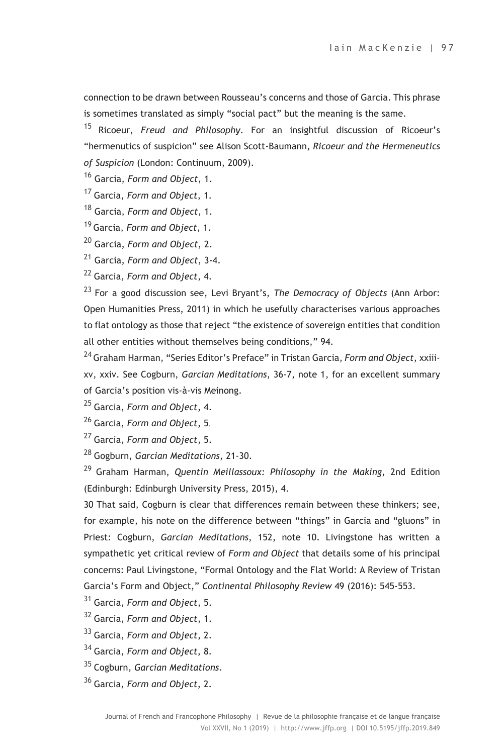connection to be drawn between Rousseau's concerns and those of Garcia. This phrase is sometimes translated as simply "social pact" but the meaning is the same.

[15] Ricoeur, *Freud and Philosophy*. For an insightful discussion of Ricoeur's "hermenutics of suspicion" see Alison Scott-Baumann, *Ricoeur and the Hermeneutics of Suspicion* (London: Continuum, 2009).

[16] Garcia, *Form and Object*, 1.

[17] Garcia, *Form and Object*, 1.

[18] Garcia, *Form and Object*, 1.

[19] Garcia, *Form and Object*, 1.

[20] Garcia, *Form and Object*, 2.

[21] Garcia, *Form and Object*, 3-4.

[22] Garcia, *Form and Object*, 4.

[23] For a good discussion see, Levi Bryant's, *The Democracy of Objects* (Ann Arbor: Open Humanities Press, 2011) in which he usefully characterises various approaches to flat ontology as those that reject "the existence of sovereign entities that condition all other entities without themselves being conditions," 94.

[24] Graham Harman, "Series Editor's Preface" in Tristan Garcia, *Form and Object*, xxiii-xv, xxiv. See Cogburn, *Garcian Meditations*, 36-7, note 1, for an excellent summary of Garcia's position vis-à-vis Meinong.

[25] Garcia, *Form and Object*, 4.

[26] Garcia, *Form and Object*, 5.

[27] Garcia, *Form and Object*, 5.

[28] Gogburn, *Garcian Meditations*, 21-30.

[29] Graham Harman, *Quentin Meillassoux: Philosophy in the Making*, 2nd Edition (Edinburgh: Edinburgh University Press, 2015), 4.

30 That said, Cogburn is clear that differences remain between these thinkers; see, for example, his note on the difference between "things" in Garcia and "gluons" in Priest: Cogburn, *Garcian Meditations*, 152, note 10. Livingstone has written a sympathetic yet critical review of *Form and Object* that details some of his principal concerns: Paul Livingstone, "Formal Ontology and the Flat World: A Review of Tristan Garcia's Form and Object," *Continental Philosophy Review* 49 (2016): 545-553.

[31] Garcia, *Form and Object*, 5.

[32] Garcia, *Form and Object*, 1.

[33] Garcia, *Form and Object*, 2.

[34] Garcia, *Form and Object*, 8.

[35] Cogburn, *Garcian Meditations*.

[36] Garcia, *Form and Object*, 2.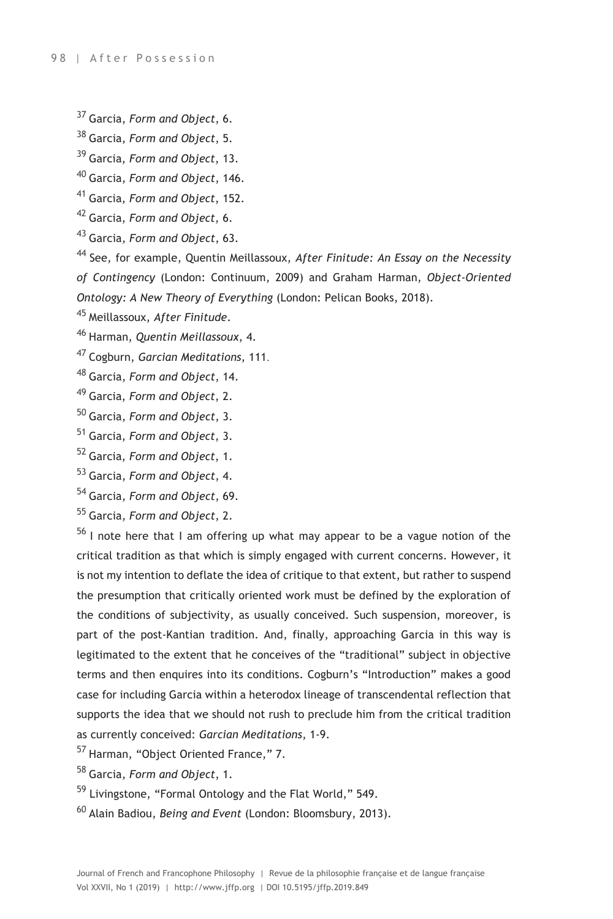[37] Garcia, *Form and Object*, 6.

[38] Garcia, *Form and Object*, 5.

[39] Garcia, *Form and Object*, 13.

[40] Garcia, *Form and Object*, 146.

[41] Garcia, *Form and Object*, 152.

[42] Garcia, *Form and Object*, 6.

[43] Garcia, *Form and Object*, 63.

[44] See, for example, Quentin Meillassoux, *After Finitude: An Essay on the Necessity of Contingency* (London: Continuum, 2009) and Graham Harman, *Object-Oriented Ontology: A New Theory of Everything* (London: Pelican Books, 2018).

[45] Meillassoux, *After Finitude*.

[46] Harman, *Quentin Meillassoux*, 4.

[47] Cogburn, *Garcian Meditations*, 111.

[48] Garcia, *Form and Object*, 14.

[49] Garcia, *Form and Object*, 2.

[50] Garcia, *Form and Object*, 3.

[51] Garcia, *Form and Object*, 3.

[52] Garcia, *Form and Object*, 1.

[53] Garcia, *Form and Object*, 4.

[54] Garcia, *Form and Object*, 69.

[55] Garcia, *Form and Object*, 2.

[56] I note here that I am offering up what may appear to be a vague notion of the critical tradition as that which is simply engaged with current concerns. However, it is not my intention to deflate the idea of critique to that extent, but rather to suspend the presumption that critically oriented work must be defined by the exploration of the conditions of subjectivity, as usually conceived. Such suspension, moreover, is part of the post-Kantian tradition. And, finally, approaching Garcia in this way is legitimated to the extent that he conceives of the "traditional" subject in objective terms and then enquires into its conditions. Cogburn's "Introduction" makes a good case for including Garcia within a heterodox lineage of transcendental reflection that supports the idea that we should not rush to preclude him from the critical tradition as currently conceived: *Garcian Meditations*, 1-9.

[57] Harman, "Object Oriented France," 7.

[58] Garcia, *Form and Object*, 1.

[59] Livingstone, "Formal Ontology and the Flat World," 549.

[60] Alain Badiou, *Being and Event* (London: Bloomsbury, 2013).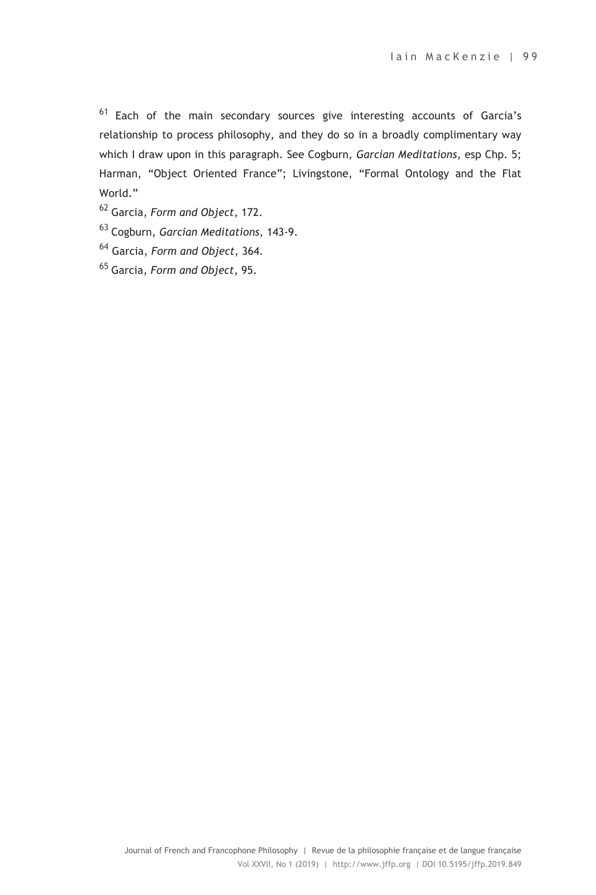[61] Each of the main secondary sources give interesting accounts of Garcia's relationship to process philosophy, and they do so in a broadly complimentary way which I draw upon in this paragraph. See Cogburn, *Garcian Meditations*, esp Chp. 5; Harman, "Object Oriented France"; Livingstone, "Formal Ontology and the Flat World."

[62] Garcia, *Form and Object*, 172.

[63] Cogburn, *Garcian Meditations*, 143-9.

[64] Garcia, *Form and Object*, 364.

[65] Garcia, *Form and Object*, 95.